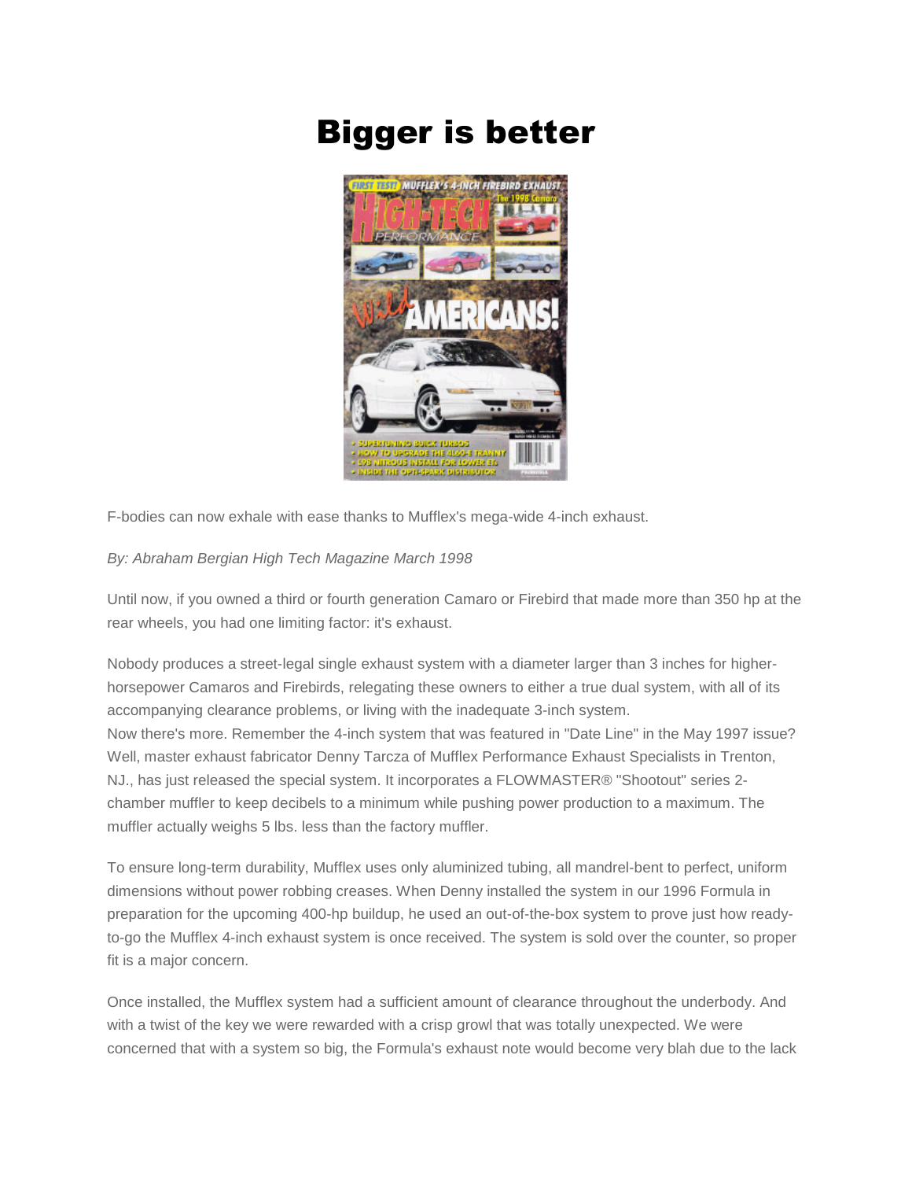# Bigger is better

F-bodies can now exhale with ease thanks to Mufflex's mega-wide 4-inch exhaust.

*By: Abraham Bergian High Tech Magazine March 1998*

Until now, if you owned a third or fourth generation Camaro or Firebird that made more than 350 hp at the rear wheels, you had one limiting factor: it's exhaust.

Nobody produces a street-legal single exhaust system with a diameter larger than 3 inches for higher-horsepower Camaros and Firebirds, relegating these owners to either a true dual system, with all of its accompanying clearance problems, or living with the inadequate 3-inch system.
Now there's more. Remember the 4-inch system that was featured in "Date Line" in the May 1997 issue? Well, master exhaust fabricator Denny Tarcza of Mufflex Performance Exhaust Specialists in Trenton, NJ., has just released the special system. It incorporates a FLOWMASTER® "Shootout" series 2-chamber muffler to keep decibels to a minimum while pushing power production to a maximum. The muffler actually weighs 5 lbs. less than the factory muffler.

To ensure long-term durability, Mufflex uses only aluminized tubing, all mandrel-bent to perfect, uniform dimensions without power robbing creases. When Denny installed the system in our 1996 Formula in preparation for the upcoming 400-hp buildup, he used an out-of-the-box system to prove just how ready-to-go the Mufflex 4-inch exhaust system is once received. The system is sold over the counter, so proper fit is a major concern.

Once installed, the Mufflex system had a sufficient amount of clearance throughout the underbody. And with a twist of the key we were rewarded with a crisp growl that was totally unexpected. We were concerned that with a system so big, the Formula's exhaust note would become very blah due to the lack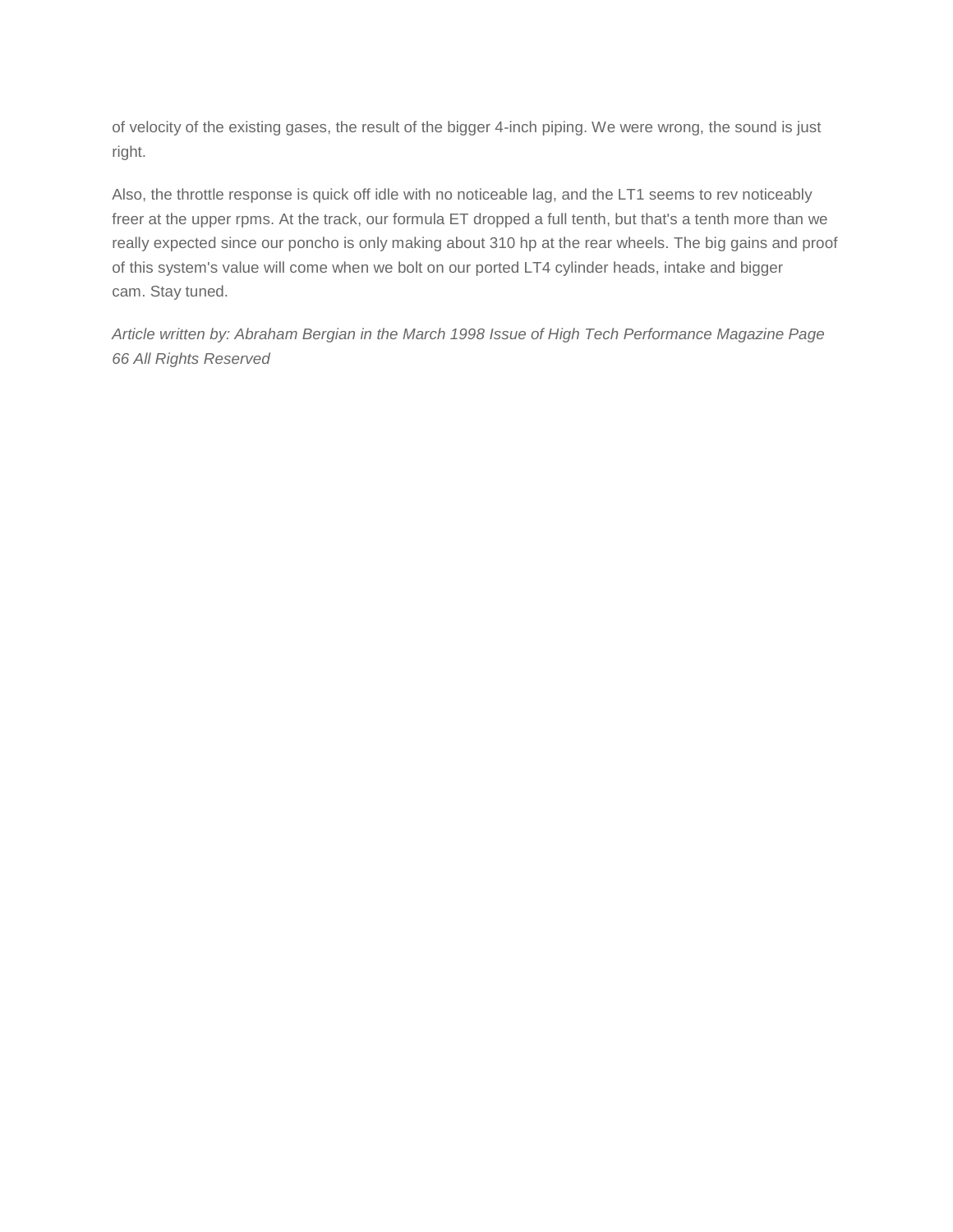of velocity of the existing gases, the result of the bigger 4-inch piping. We were wrong, the sound is just right.

Also, the throttle response is quick off idle with no noticeable lag, and the LT1 seems to rev noticeably freer at the upper rpms. At the track, our formula ET dropped a full tenth, but that's a tenth more than we really expected since our poncho is only making about 310 hp at the rear wheels. The big gains and proof of this system's value will come when we bolt on our ported LT4 cylinder heads, intake and bigger cam. Stay tuned.

*Article written by: Abraham Bergian in the March 1998 Issue of High Tech Performance Magazine Page 66 All Rights Reserved*